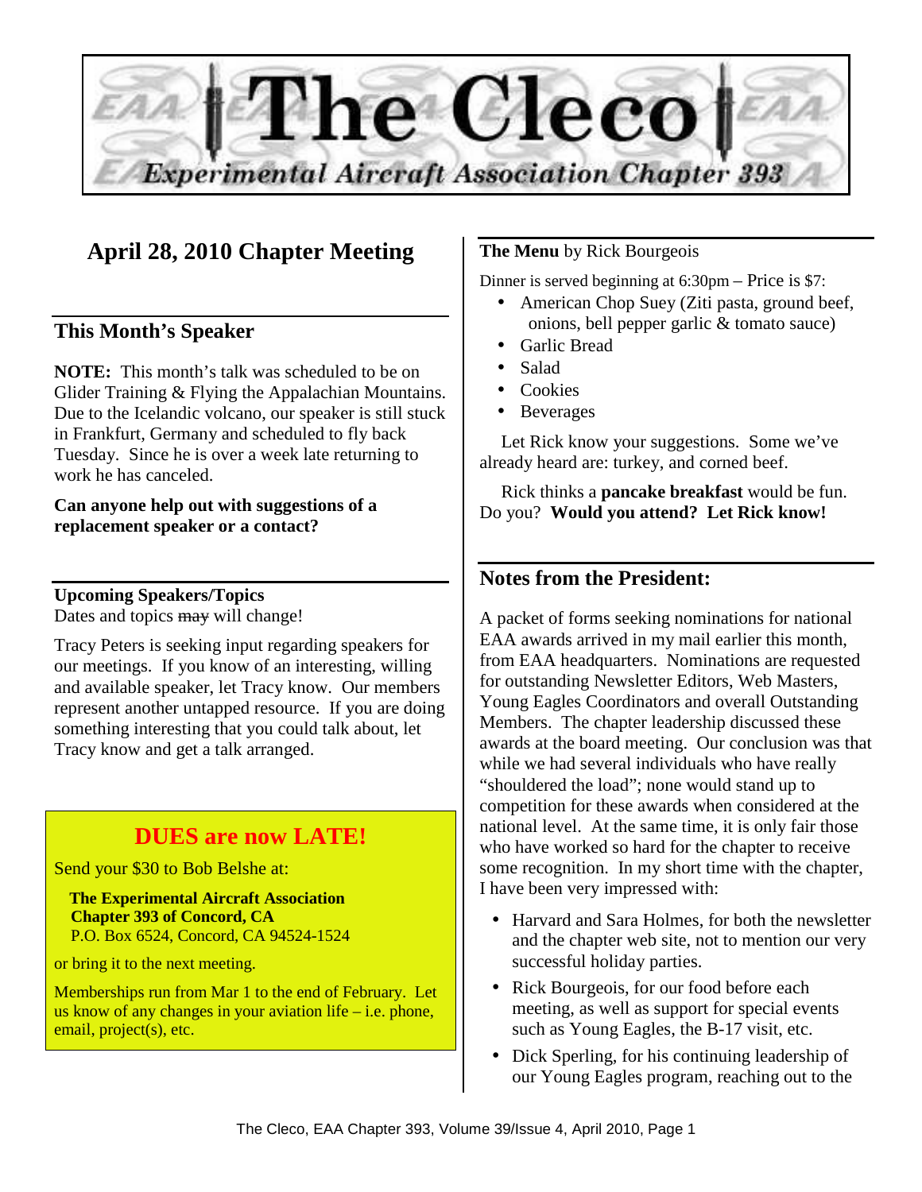# The Cleco

**Experimental Aircraft Association Chapter 393**

## April 28, 2010 Chapter Meeting

### This Month's Speaker

**NOTE:** This month's talk was scheduled to be on Glider Training & Flying the Appalachian Mountains. Due to the Icelandic volcano, our speaker is still stuck in Frankfurt, Germany and scheduled to fly back Tuesday. Since he is over a week late returning to work he has canceled.

**Can anyone help out with suggestions of a replacement speaker or a contact?**

**Upcoming Speakers/Topics**

Dates and topics ~~may~~ will change!

Tracy Peters is seeking input regarding speakers for our meetings. If you know of an interesting, willing and available speaker, let Tracy know. Our members represent another untapped resource. If you are doing something interesting that you could talk about, let Tracy know and get a talk arranged.

## DUES are now LATE!

Send your $30 to Bob Belshe at:

**The Experimental Aircraft Association**
**Chapter 393 of Concord, CA**
P.O. Box 6524, Concord, CA 94524-1524

or bring it to the next meeting.

Memberships run from Mar 1 to the end of February. Let us know of any changes in your aviation life – i.e. phone, email, project(s), etc.

**The Menu** by Rick Bourgeois

Dinner is served beginning at 6:30pm – Price is $7:

- American Chop Suey (Ziti pasta, ground beef, onions, bell pepper garlic & tomato sauce)
- Garlic Bread
- Salad
- Cookies
- Beverages

Let Rick know your suggestions. Some we've already heard are: turkey, and corned beef.

Rick thinks a **pancake breakfast** would be fun. Do you? **Would you attend? Let Rick know!**

### Notes from the President:

A packet of forms seeking nominations for national EAA awards arrived in my mail earlier this month, from EAA headquarters. Nominations are requested for outstanding Newsletter Editors, Web Masters, Young Eagles Coordinators and overall Outstanding Members. The chapter leadership discussed these awards at the board meeting. Our conclusion was that while we had several individuals who have really "shouldered the load"; none would stand up to competition for these awards when considered at the national level. At the same time, it is only fair those who have worked so hard for the chapter to receive some recognition. In my short time with the chapter, I have been very impressed with:

- Harvard and Sara Holmes, for both the newsletter and the chapter web site, not to mention our very successful holiday parties.
- Rick Bourgeois, for our food before each meeting, as well as support for special events such as Young Eagles, the B-17 visit, etc.
- Dick Sperling, for his continuing leadership of our Young Eagles program, reaching out to the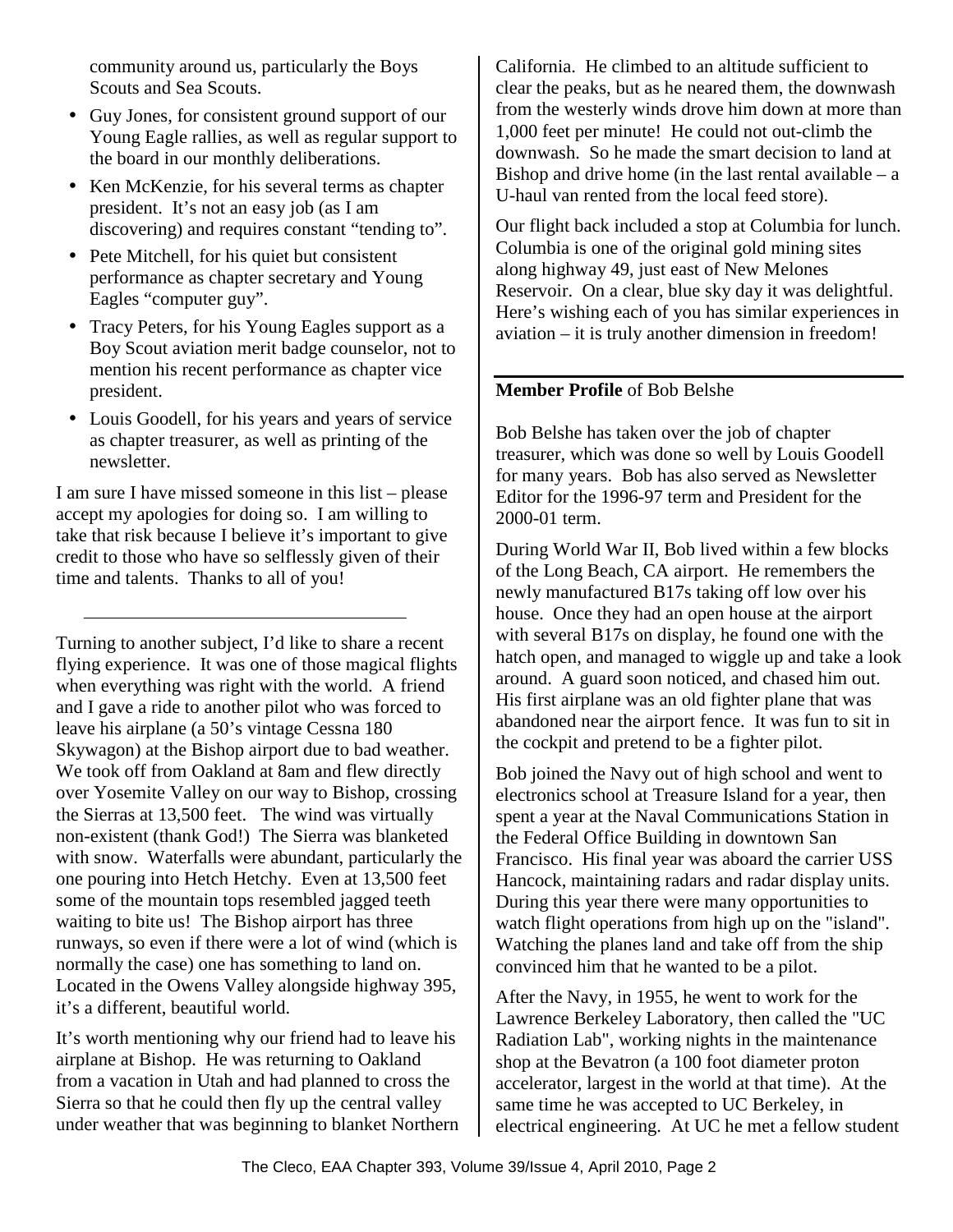community around us, particularly the Boys Scouts and Sea Scouts.

- Guy Jones, for consistent ground support of our Young Eagle rallies, as well as regular support to the board in our monthly deliberations.
- Ken McKenzie, for his several terms as chapter president. It's not an easy job (as I am discovering) and requires constant "tending to".
- Pete Mitchell, for his quiet but consistent performance as chapter secretary and Young Eagles "computer guy".
- Tracy Peters, for his Young Eagles support as a Boy Scout aviation merit badge counselor, not to mention his recent performance as chapter vice president.
- Louis Goodell, for his years and years of service as chapter treasurer, as well as printing of the newsletter.

I am sure I have missed someone in this list – please accept my apologies for doing so. I am willing to take that risk because I believe it's important to give credit to those who have so selflessly given of their time and talents. Thanks to all of you!

---

Turning to another subject, I'd like to share a recent flying experience. It was one of those magical flights when everything was right with the world. A friend and I gave a ride to another pilot who was forced to leave his airplane (a 50's vintage Cessna 180 Skywagon) at the Bishop airport due to bad weather. We took off from Oakland at 8am and flew directly over Yosemite Valley on our way to Bishop, crossing the Sierras at 13,500 feet. The wind was virtually non-existent (thank God!) The Sierra was blanketed with snow. Waterfalls were abundant, particularly the one pouring into Hetch Hetchy. Even at 13,500 feet some of the mountain tops resembled jagged teeth waiting to bite us! The Bishop airport has three runways, so even if there were a lot of wind (which is normally the case) one has something to land on. Located in the Owens Valley alongside highway 395, it's a different, beautiful world.

It's worth mentioning why our friend had to leave his airplane at Bishop. He was returning to Oakland from a vacation in Utah and had planned to cross the Sierra so that he could then fly up the central valley under weather that was beginning to blanket Northern California. He climbed to an altitude sufficient to clear the peaks, but as he neared them, the downwash from the westerly winds drove him down at more than 1,000 feet per minute! He could not out-climb the downwash. So he made the smart decision to land at Bishop and drive home (in the last rental available – a U-haul van rented from the local feed store).

Our flight back included a stop at Columbia for lunch. Columbia is one of the original gold mining sites along highway 49, just east of New Melones Reservoir. On a clear, blue sky day it was delightful. Here's wishing each of you has similar experiences in aviation – it is truly another dimension in freedom!

---

**Member Profile** of Bob Belshe

Bob Belshe has taken over the job of chapter treasurer, which was done so well by Louis Goodell for many years. Bob has also served as Newsletter Editor for the 1996-97 term and President for the 2000-01 term.

During World War II, Bob lived within a few blocks of the Long Beach, CA airport. He remembers the newly manufactured B17s taking off low over his house. Once they had an open house at the airport with several B17s on display, he found one with the hatch open, and managed to wiggle up and take a look around. A guard soon noticed, and chased him out. His first airplane was an old fighter plane that was abandoned near the airport fence. It was fun to sit in the cockpit and pretend to be a fighter pilot.

Bob joined the Navy out of high school and went to electronics school at Treasure Island for a year, then spent a year at the Naval Communications Station in the Federal Office Building in downtown San Francisco. His final year was aboard the carrier USS Hancock, maintaining radars and radar display units. During this year there were many opportunities to watch flight operations from high up on the "island". Watching the planes land and take off from the ship convinced him that he wanted to be a pilot.

After the Navy, in 1955, he went to work for the Lawrence Berkeley Laboratory, then called the "UC Radiation Lab", working nights in the maintenance shop at the Bevatron (a 100 foot diameter proton accelerator, largest in the world at that time). At the same time he was accepted to UC Berkeley, in electrical engineering. At UC he met a fellow student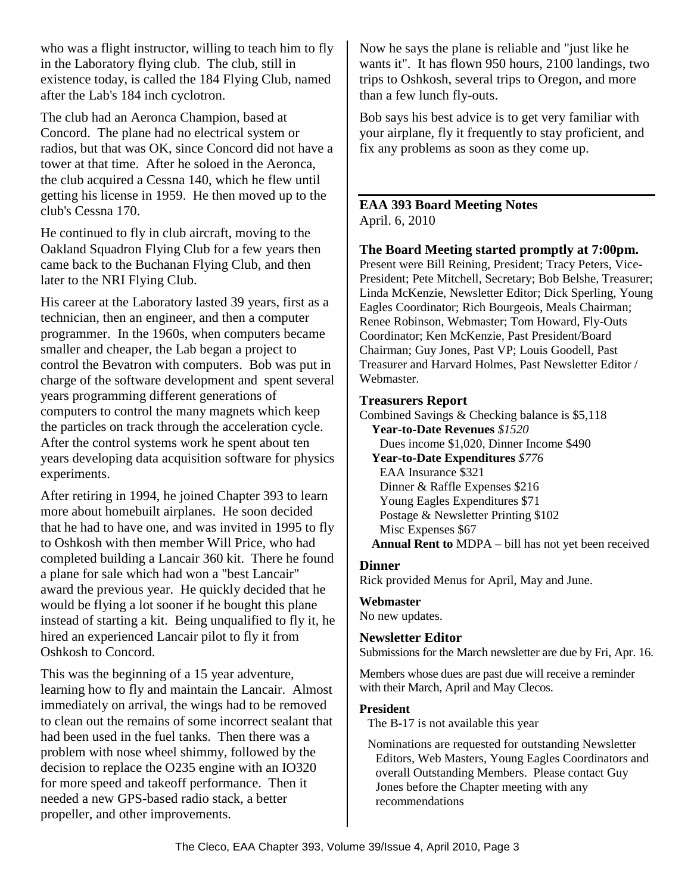who was a flight instructor, willing to teach him to fly in the Laboratory flying club. The club, still in existence today, is called the 184 Flying Club, named after the Lab's 184 inch cyclotron.

The club had an Aeronca Champion, based at Concord. The plane had no electrical system or radios, but that was OK, since Concord did not have a tower at that time. After he soloed in the Aeronca, the club acquired a Cessna 140, which he flew until getting his license in 1959. He then moved up to the club's Cessna 170.

He continued to fly in club aircraft, moving to the Oakland Squadron Flying Club for a few years then came back to the Buchanan Flying Club, and then later to the NRI Flying Club.

His career at the Laboratory lasted 39 years, first as a technician, then an engineer, and then a computer programmer. In the 1960s, when computers became smaller and cheaper, the Lab began a project to control the Bevatron with computers. Bob was put in charge of the software development and spent several years programming different generations of computers to control the many magnets which keep the particles on track through the acceleration cycle. After the control systems work he spent about ten years developing data acquisition software for physics experiments.

After retiring in 1994, he joined Chapter 393 to learn more about homebuilt airplanes. He soon decided that he had to have one, and was invited in 1995 to fly to Oshkosh with then member Will Price, who had completed building a Lancair 360 kit. There he found a plane for sale which had won a "best Lancair" award the previous year. He quickly decided that he would be flying a lot sooner if he bought this plane instead of starting a kit. Being unqualified to fly it, he hired an experienced Lancair pilot to fly it from Oshkosh to Concord.

This was the beginning of a 15 year adventure, learning how to fly and maintain the Lancair. Almost immediately on arrival, the wings had to be removed to clean out the remains of some incorrect sealant that had been used in the fuel tanks. Then there was a problem with nose wheel shimmy, followed by the decision to replace the O235 engine with an IO320 for more speed and takeoff performance. Then it needed a new GPS-based radio stack, a better propeller, and other improvements.

Now he says the plane is reliable and "just like he wants it". It has flown 950 hours, 2100 landings, two trips to Oshkosh, several trips to Oregon, and more than a few lunch fly-outs.

Bob says his best advice is to get very familiar with your airplane, fly it frequently to stay proficient, and fix any problems as soon as they come up.

---

## EAA 393 Board Meeting Notes

April. 6, 2010

### The Board Meeting started promptly at 7:00pm.

Present were Bill Reining, President; Tracy Peters, Vice-President; Pete Mitchell, Secretary; Bob Belshe, Treasurer; Linda McKenzie, Newsletter Editor; Dick Sperling, Young Eagles Coordinator; Rich Bourgeois, Meals Chairman; Renee Robinson, Webmaster; Tom Howard, Fly-Outs Coordinator; Ken McKenzie, Past President/Board Chairman; Guy Jones, Past VP; Louis Goodell, Past Treasurer and Harvard Holmes, Past Newsletter Editor / Webmaster.

### Treasurers Report

Combined Savings & Checking balance is $5,118

**Year-to-Date Revenues** *$1520*
- Dues income $1,020, Dinner Income $490

**Year-to-Date Expenditures** *$776*
- EAA Insurance $321
- Dinner & Raffle Expenses $216
- Young Eagles Expenditures $71
- Postage & Newsletter Printing $102
- Misc Expenses $67

**Annual Rent to** MDPA – bill has not yet been received

### Dinner

Rick provided Menus for April, May and June.

### Webmaster

No new updates.

### Newsletter Editor

Submissions for the March newsletter are due by Fri, Apr. 16.

Members whose dues are past due will receive a reminder with their March, April and May Clecos.

### President

The B-17 is not available this year

Nominations are requested for outstanding Newsletter Editors, Web Masters, Young Eagles Coordinators and overall Outstanding Members. Please contact Guy Jones before the Chapter meeting with any recommendations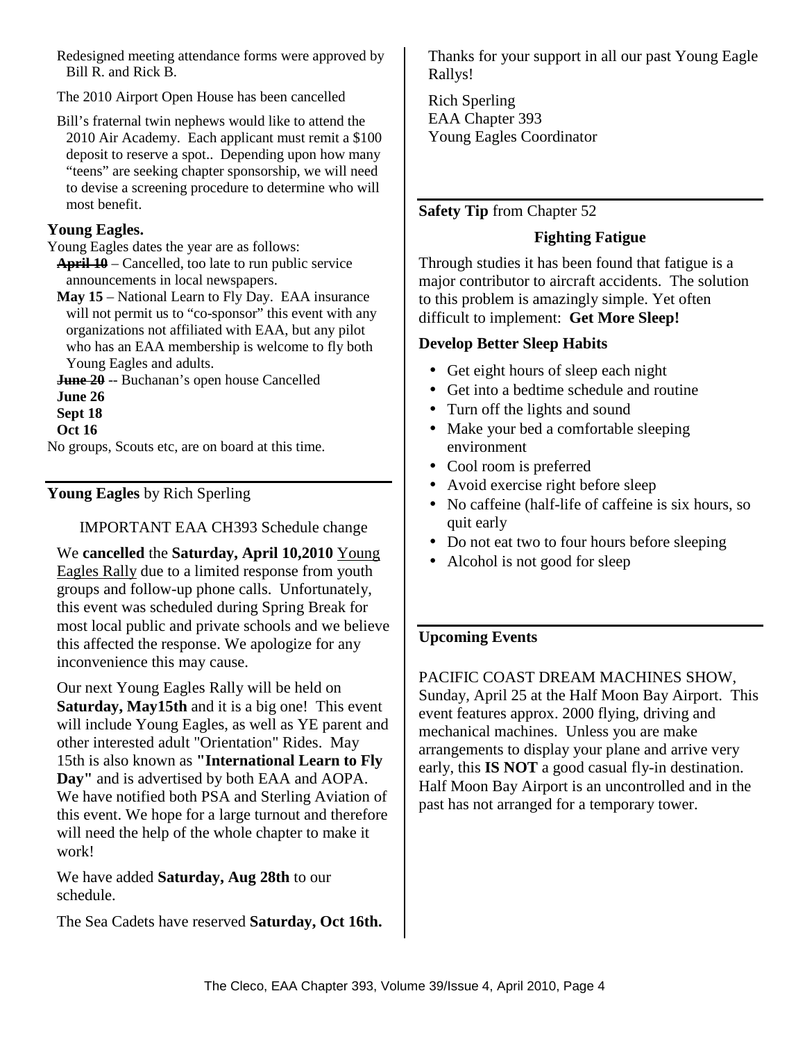Redesigned meeting attendance forms were approved by Bill R. and Rick B.

The 2010 Airport Open House has been cancelled

Bill's fraternal twin nephews would like to attend the 2010 Air Academy. Each applicant must remit a $100 deposit to reserve a spot.. Depending upon how many "teens" are seeking chapter sponsorship, we will need to devise a screening procedure to determine who will most benefit.

**Young Eagles.**

Young Eagles dates the year are as follows:

~~**April 10**~~ – Cancelled, too late to run public service announcements in local newspapers.

**May 15** – National Learn to Fly Day. EAA insurance will not permit us to "co-sponsor" this event with any organizations not affiliated with EAA, but any pilot who has an EAA membership is welcome to fly both Young Eagles and adults.

~~**June 20**~~ -- Buchanan's open house Cancelled

**June 26**

**Sept 18**

**Oct 16**

No groups, Scouts etc, are on board at this time.

---

**Young Eagles** by Rich Sperling

IMPORTANT EAA CH393 Schedule change

We **cancelled** the **Saturday, April 10,2010** Young Eagles Rally due to a limited response from youth groups and follow-up phone calls. Unfortunately, this event was scheduled during Spring Break for most local public and private schools and we believe this affected the response. We apologize for any inconvenience this may cause.

Our next Young Eagles Rally will be held on **Saturday, May15th** and it is a big one! This event will include Young Eagles, as well as YE parent and other interested adult "Orientation" Rides. May 15th is also known as **"International Learn to Fly Day"** and is advertised by both EAA and AOPA. We have notified both PSA and Sterling Aviation of this event. We hope for a large turnout and therefore will need the help of the whole chapter to make it work!

We have added **Saturday, Aug 28th** to our schedule.

The Sea Cadets have reserved **Saturday, Oct 16th.**

Thanks for your support in all our past Young Eagle Rallys!

Rich Sperling
EAA Chapter 393
Young Eagles Coordinator

---

**Safety Tip** from Chapter 52

**Fighting Fatigue**

Through studies it has been found that fatigue is a major contributor to aircraft accidents. The solution to this problem is amazingly simple. Yet often difficult to implement: **Get More Sleep!**

**Develop Better Sleep Habits**

- Get eight hours of sleep each night
- Get into a bedtime schedule and routine
- Turn off the lights and sound
- Make your bed a comfortable sleeping environment
- Cool room is preferred
- Avoid exercise right before sleep
- No caffeine (half-life of caffeine is six hours, so quit early
- Do not eat two to four hours before sleeping
- Alcohol is not good for sleep

---

**Upcoming Events**

PACIFIC COAST DREAM MACHINES SHOW, Sunday, April 25 at the Half Moon Bay Airport. This event features approx. 2000 flying, driving and mechanical machines. Unless you are make arrangements to display your plane and arrive very early, this **IS NOT** a good casual fly-in destination. Half Moon Bay Airport is an uncontrolled and in the past has not arranged for a temporary tower.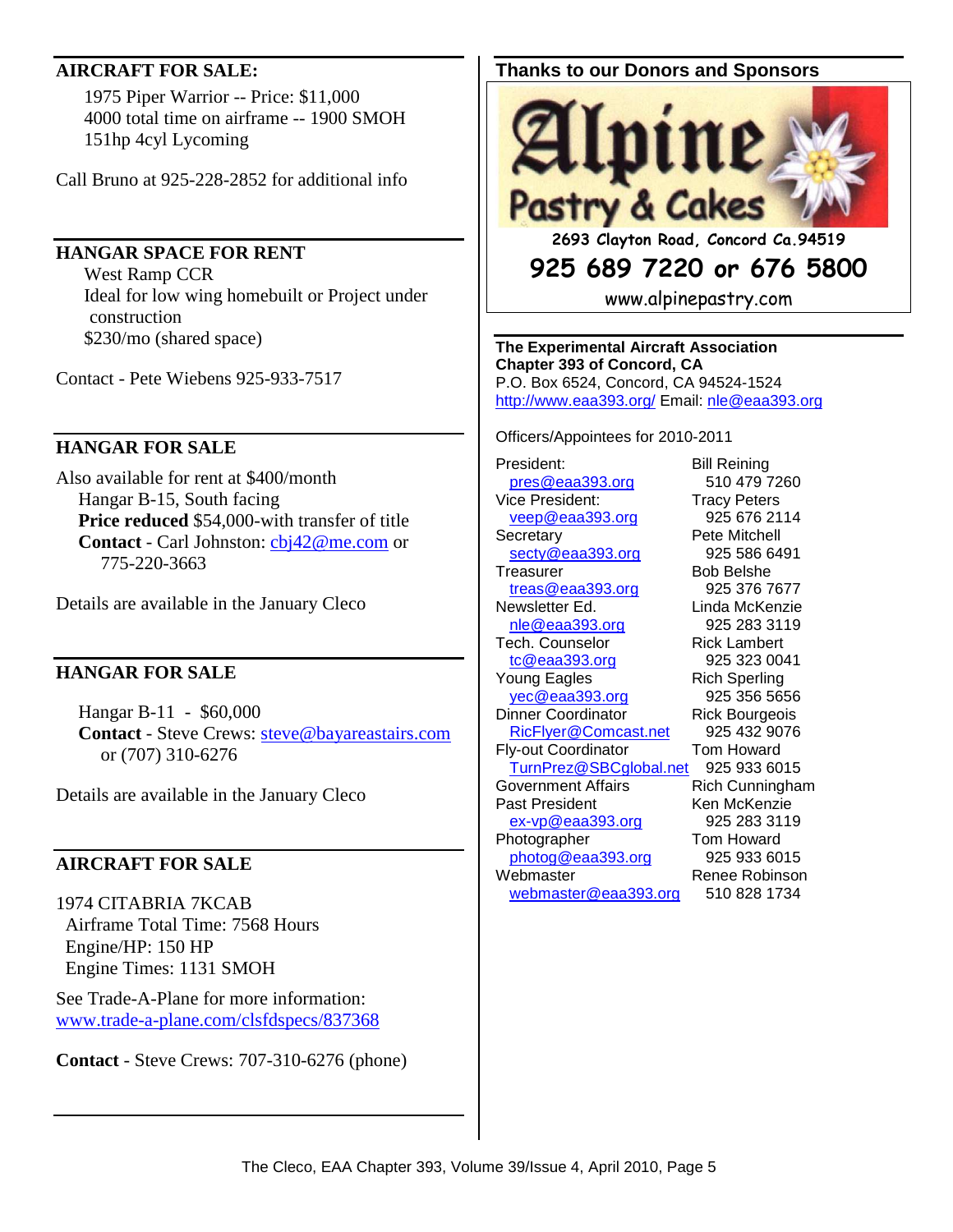## AIRCRAFT FOR SALE:

1975 Piper Warrior -- Price: $11,000
4000 total time on airframe -- 1900 SMOH
151hp 4cyl Lycoming

Call Bruno at 925-228-2852 for additional info

## HANGAR SPACE FOR RENT

West Ramp CCR
Ideal for low wing homebuilt or Project under construction
$230/mo (shared space)

Contact - Pete Wiebens 925-933-7517

## HANGAR FOR SALE

Also available for rent at $400/month
Hangar B-15, South facing
**Price reduced** $54,000-with transfer of title
**Contact** - Carl Johnston: cbj42@me.com or 775-220-3663

Details are available in the January Cleco

## HANGAR FOR SALE

Hangar B-11 - $60,000
**Contact** - Steve Crews: steve@bayareastairs.com or (707) 310-6276

Details are available in the January Cleco

## AIRCRAFT FOR SALE

1974 CITABRIA 7KCAB
Airframe Total Time: 7568 Hours
Engine/HP: 150 HP
Engine Times: 1131 SMOH

See Trade-A-Plane for more information:
www.trade-a-plane.com/clsfdspecs/837368

**Contact** - Steve Crews: 707-310-6276 (phone)

## Thanks to our Donors and Sponsors

**Alpine Pastry & Cakes**
2693 Clayton Road, Concord Ca.94519
925 689 7220 or 676 5800
www.alpinepastry.com

**The Experimental Aircraft Association**
**Chapter 393 of Concord, CA**
P.O. Box 6524, Concord, CA 94524-1524
http://www.eaa393.org/ Email: nle@eaa393.org

Officers/Appointees for 2010-2011

| Position | Name / Phone |
|---|---|
| President: pres@eaa393.org | Bill Reining 510 479 7260 |
| Vice President: veep@eaa393.org | Tracy Peters 925 676 2114 |
| Secretary secty@eaa393.org | Pete Mitchell 925 586 6491 |
| Treasurer treas@eaa393.org | Bob Belshe 925 376 7677 |
| Newsletter Ed. nle@eaa393.org | Linda McKenzie 925 283 3119 |
| Tech. Counselor tc@eaa393.org | Rick Lambert 925 323 0041 |
| Young Eagles yec@eaa393.org | Rich Sperling 925 356 5656 |
| Dinner Coordinator RicFlyer@Comcast.net | Rick Bourgeois 925 432 9076 |
| Fly-out Coordinator TurnPrez@SBCglobal.net | Tom Howard 925 933 6015 |
| Government Affairs | Rich Cunningham |
| Past President ex-vp@eaa393.org | Ken McKenzie 925 283 3119 |
| Photographer photog@eaa393.org | Tom Howard 925 933 6015 |
| Webmaster webmaster@eaa393.org | Renee Robinson 510 828 1734 |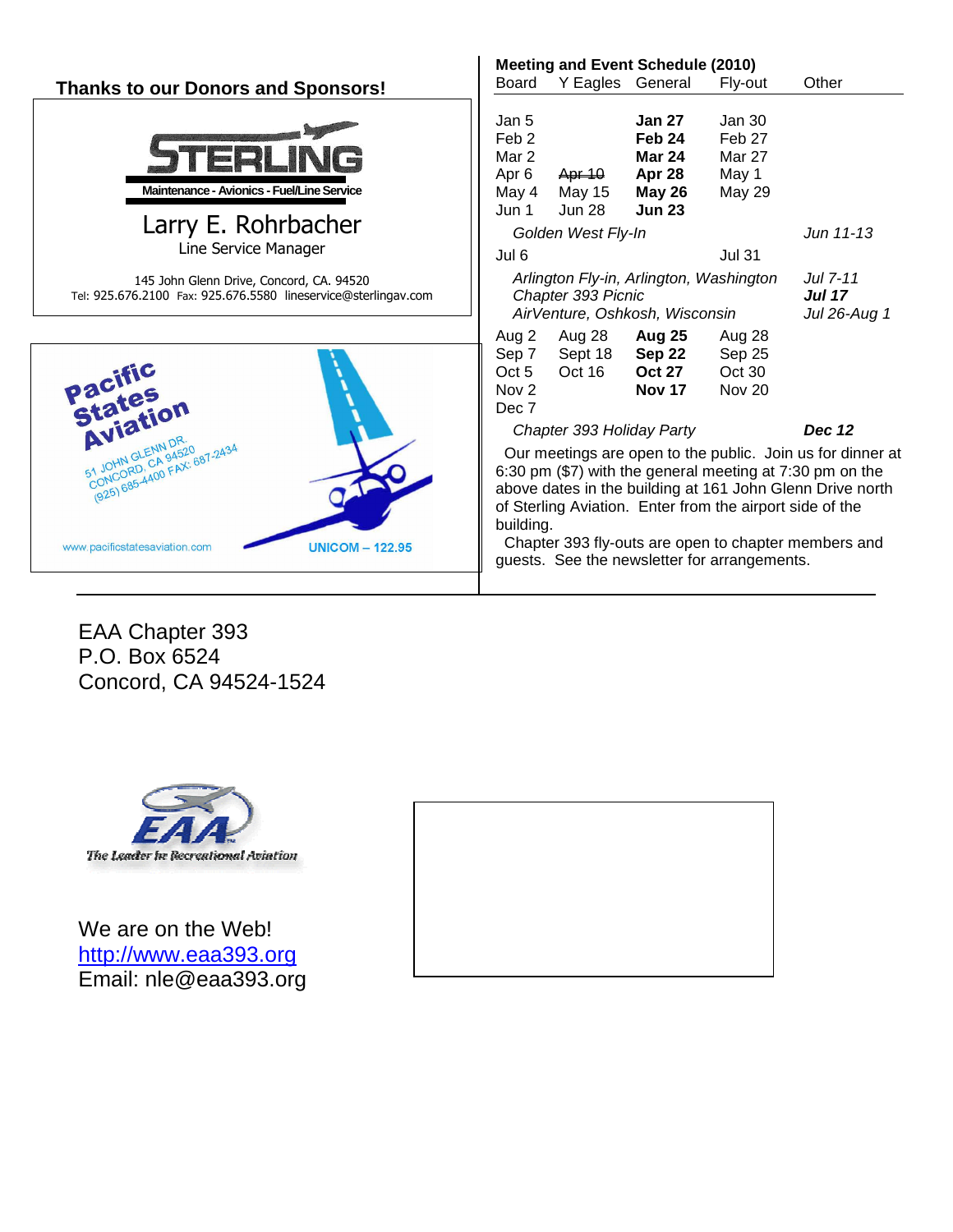**Thanks to our Donors and Sponsors!**

STERLING

Maintenance - Avionics - Fuel/Line Service

Larry E. Rohrbacher

Line Service Manager

145 John Glenn Drive, Concord, CA. 94520

Tel: 925.676.2100 Fax: 925.676.5580 lineservice@sterlingav.com

Pacific States Aviation

51 JOHN GLENN DR.
CONCORD, CA 94520
(925) 685-4400 FAX: 687-2434

www.pacificstatesaviation.com

UNICOM – 122.95

**Meeting and Event Schedule (2010)**

| Board | Y Eagles | General | Fly-out | Other |
|---|---|---|---|---|
| Jan 5 | | **Jan 27** | Jan 30 | |
| Feb 2 | | **Feb 24** | Feb 27 | |
| Mar 2 | | **Mar 24** | Mar 27 | |
| Apr 6 | ~~Apr 10~~ | **Apr 28** | May 1 | |
| May 4 | May 15 | **May 26** | May 29 | |
| Jun 1 | Jun 28 | **Jun 23** | | |
| *Golden West Fly-In* | | | | *Jun 11-13* |
| Jul 6 | | | Jul 31 | |
| *Arlington Fly-in, Arlington, Washington* | | | | *Jul 7-11* |
| *Chapter 393 Picnic* | | | | ***Jul 17*** |
| *AirVenture, Oshkosh, Wisconsin* | | | | *Jul 26-Aug 1* |
| Aug 2 | Aug 28 | **Aug 25** | Aug 28 | |
| Sep 7 | Sept 18 | **Sep 22** | Sep 25 | |
| Oct 5 | Oct 16 | **Oct 27** | Oct 30 | |
| Nov 2 | | **Nov 17** | Nov 20 | |
| Dec 7 | | | | |
| *Chapter 393 Holiday Party* | | | | ***Dec 12*** |

Our meetings are open to the public. Join us for dinner at 6:30 pm ($7) with the general meeting at 7:30 pm on the above dates in the building at 161 John Glenn Drive north of Sterling Aviation. Enter from the airport side of the building.

Chapter 393 fly-outs are open to chapter members and guests. See the newsletter for arrangements.

EAA Chapter 393
P.O. Box 6524
Concord, CA 94524-1524

EAA
The Leader In Recreational Aviation

We are on the Web!
http://www.eaa393.org
Email: nle@eaa393.org